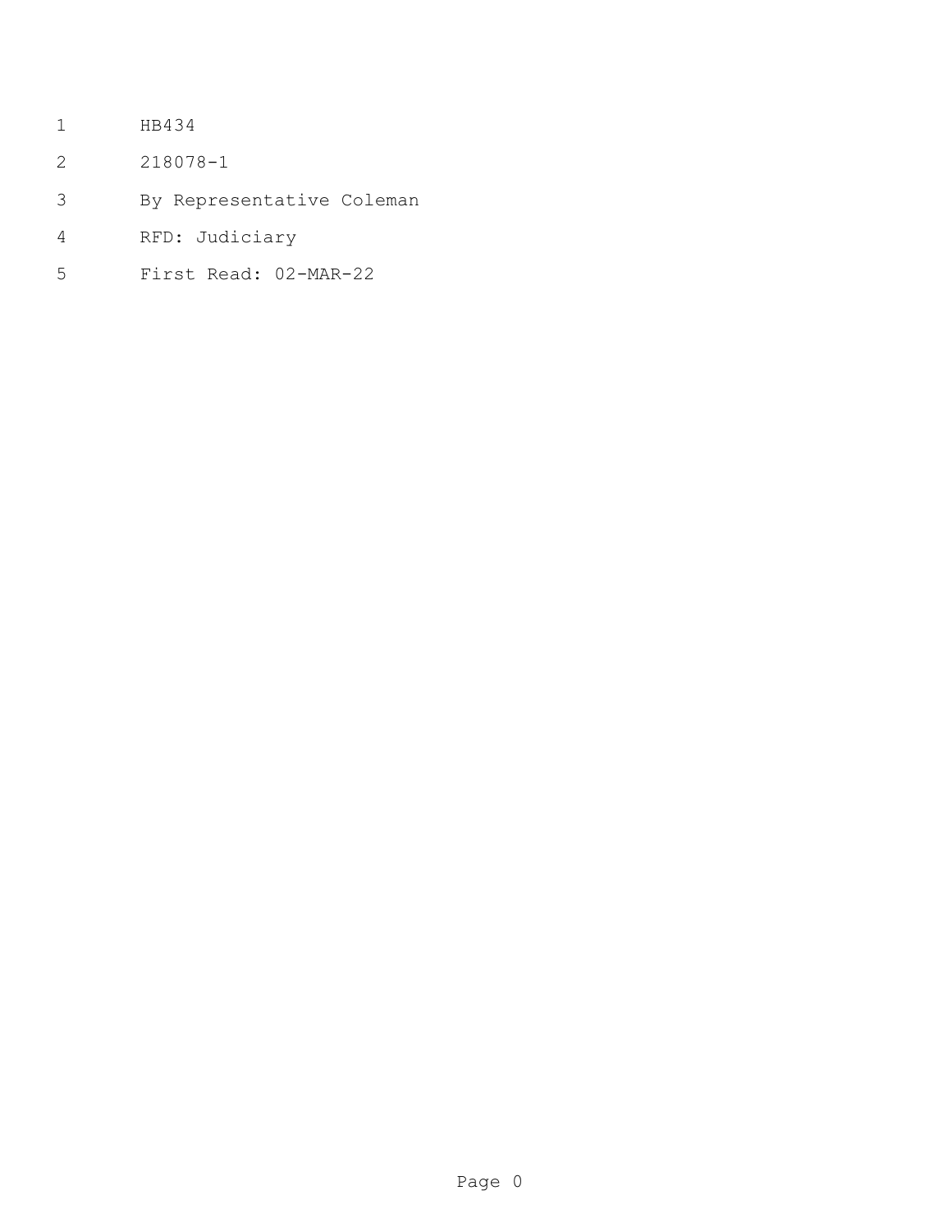HB434

218078-1

By Representative Coleman

RFD: Judiciary

First Read: 02-MAR-22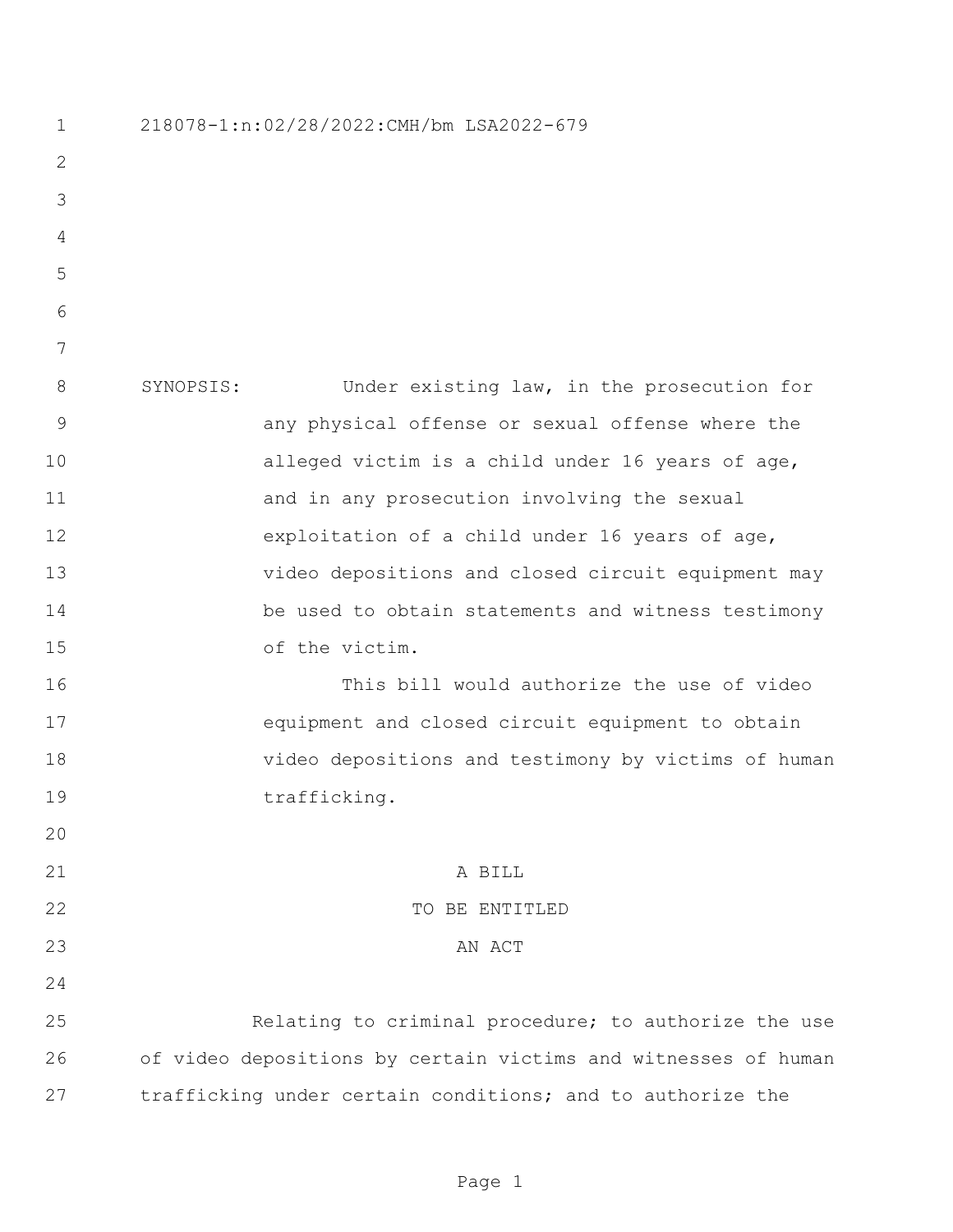218078-1:n:02/28/2022:CMH/bm LSA2022-679

SYNOPSIS: Under existing law, in the prosecution for any physical offense or sexual offense where the alleged victim is a child under 16 years of age, and in any prosecution involving the sexual exploitation of a child under 16 years of age, video depositions and closed circuit equipment may be used to obtain statements and witness testimony of the victim.

This bill would authorize the use of video equipment and closed circuit equipment to obtain video depositions and testimony by victims of human trafficking.

A BILL

TO BE ENTITLED

AN ACT

Relating to criminal procedure; to authorize the use of video depositions by certain victims and witnesses of human trafficking under certain conditions; and to authorize the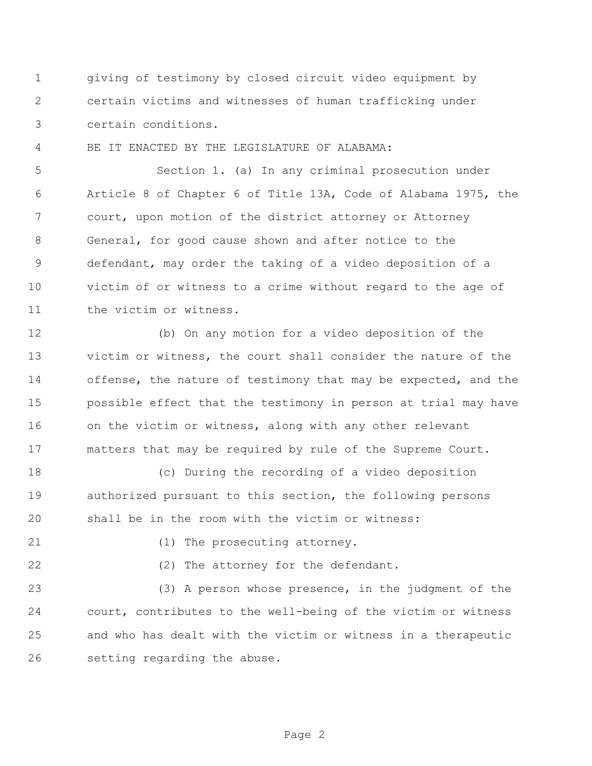giving of testimony by closed circuit video equipment by certain victims and witnesses of human trafficking under certain conditions.

BE IT ENACTED BY THE LEGISLATURE OF ALABAMA:

Section 1. (a) In any criminal prosecution under Article 8 of Chapter 6 of Title 13A, Code of Alabama 1975, the court, upon motion of the district attorney or Attorney General, for good cause shown and after notice to the defendant, may order the taking of a video deposition of a victim of or witness to a crime without regard to the age of the victim or witness.

(b) On any motion for a video deposition of the victim or witness, the court shall consider the nature of the offense, the nature of testimony that may be expected, and the possible effect that the testimony in person at trial may have on the victim or witness, along with any other relevant matters that may be required by rule of the Supreme Court.

(c) During the recording of a video deposition authorized pursuant to this section, the following persons shall be in the room with the victim or witness:

(1) The prosecuting attorney.

(2) The attorney for the defendant.

(3) A person whose presence, in the judgment of the court, contributes to the well-being of the victim or witness and who has dealt with the victim or witness in a therapeutic setting regarding the abuse.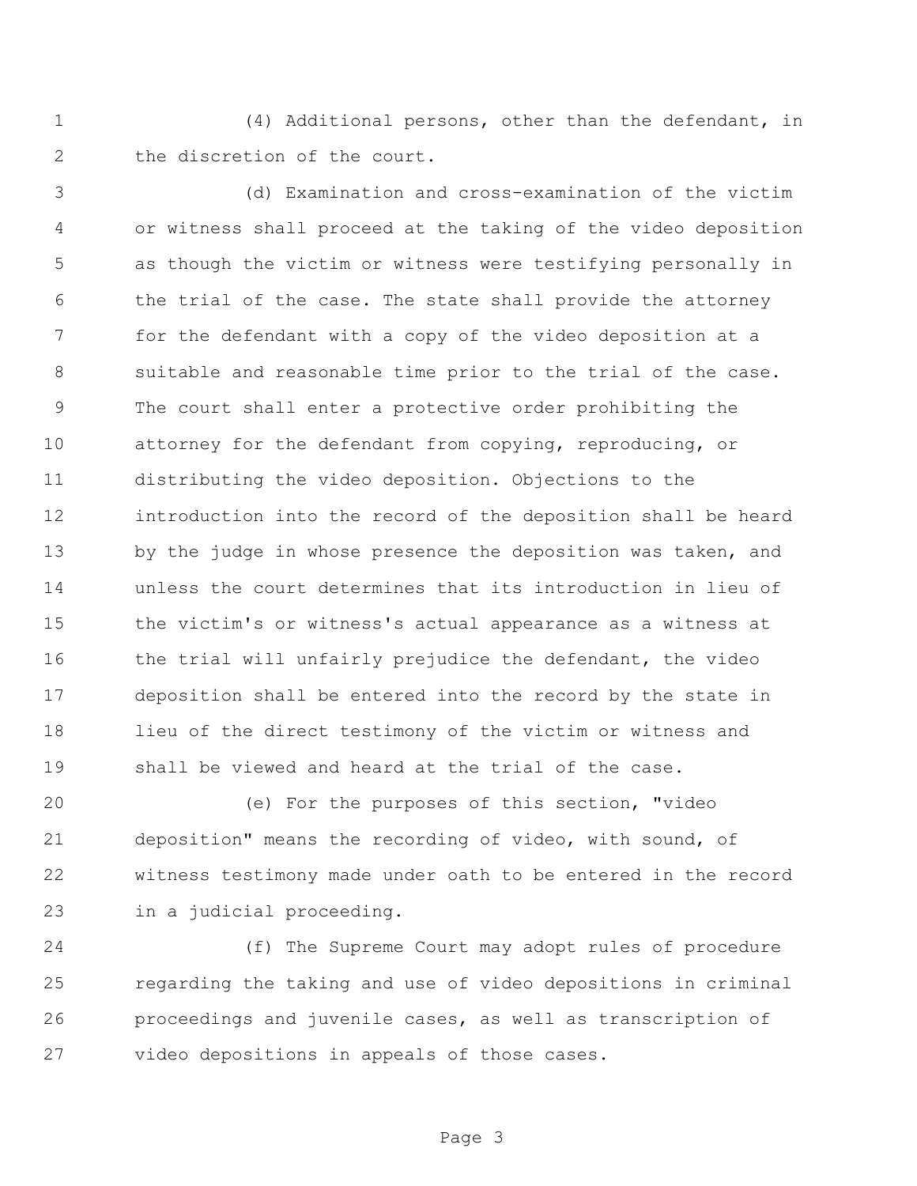(4) Additional persons, other than the defendant, in the discretion of the court.

(d) Examination and cross-examination of the victim or witness shall proceed at the taking of the video deposition as though the victim or witness were testifying personally in the trial of the case. The state shall provide the attorney for the defendant with a copy of the video deposition at a suitable and reasonable time prior to the trial of the case. The court shall enter a protective order prohibiting the attorney for the defendant from copying, reproducing, or distributing the video deposition. Objections to the introduction into the record of the deposition shall be heard by the judge in whose presence the deposition was taken, and unless the court determines that its introduction in lieu of the victim's or witness's actual appearance as a witness at the trial will unfairly prejudice the defendant, the video deposition shall be entered into the record by the state in lieu of the direct testimony of the victim or witness and shall be viewed and heard at the trial of the case.

(e) For the purposes of this section, "video deposition" means the recording of video, with sound, of witness testimony made under oath to be entered in the record in a judicial proceeding.

(f) The Supreme Court may adopt rules of procedure regarding the taking and use of video depositions in criminal proceedings and juvenile cases, as well as transcription of video depositions in appeals of those cases.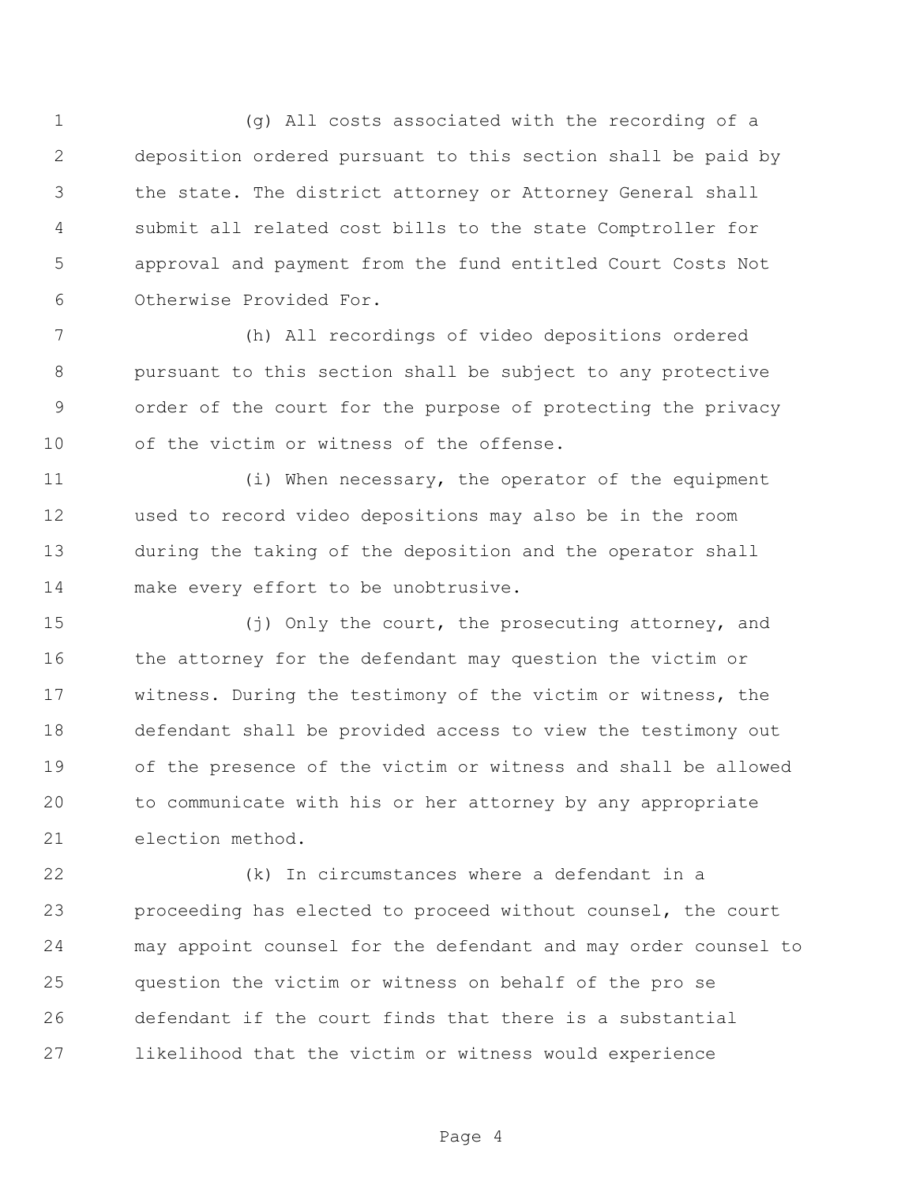(g) All costs associated with the recording of a deposition ordered pursuant to this section shall be paid by the state. The district attorney or Attorney General shall submit all related cost bills to the state Comptroller for approval and payment from the fund entitled Court Costs Not Otherwise Provided For.

(h) All recordings of video depositions ordered pursuant to this section shall be subject to any protective order of the court for the purpose of protecting the privacy of the victim or witness of the offense.

(i) When necessary, the operator of the equipment used to record video depositions may also be in the room during the taking of the deposition and the operator shall make every effort to be unobtrusive.

(j) Only the court, the prosecuting attorney, and the attorney for the defendant may question the victim or witness. During the testimony of the victim or witness, the defendant shall be provided access to view the testimony out of the presence of the victim or witness and shall be allowed to communicate with his or her attorney by any appropriate election method.

(k) In circumstances where a defendant in a proceeding has elected to proceed without counsel, the court may appoint counsel for the defendant and may order counsel to question the victim or witness on behalf of the pro se defendant if the court finds that there is a substantial likelihood that the victim or witness would experience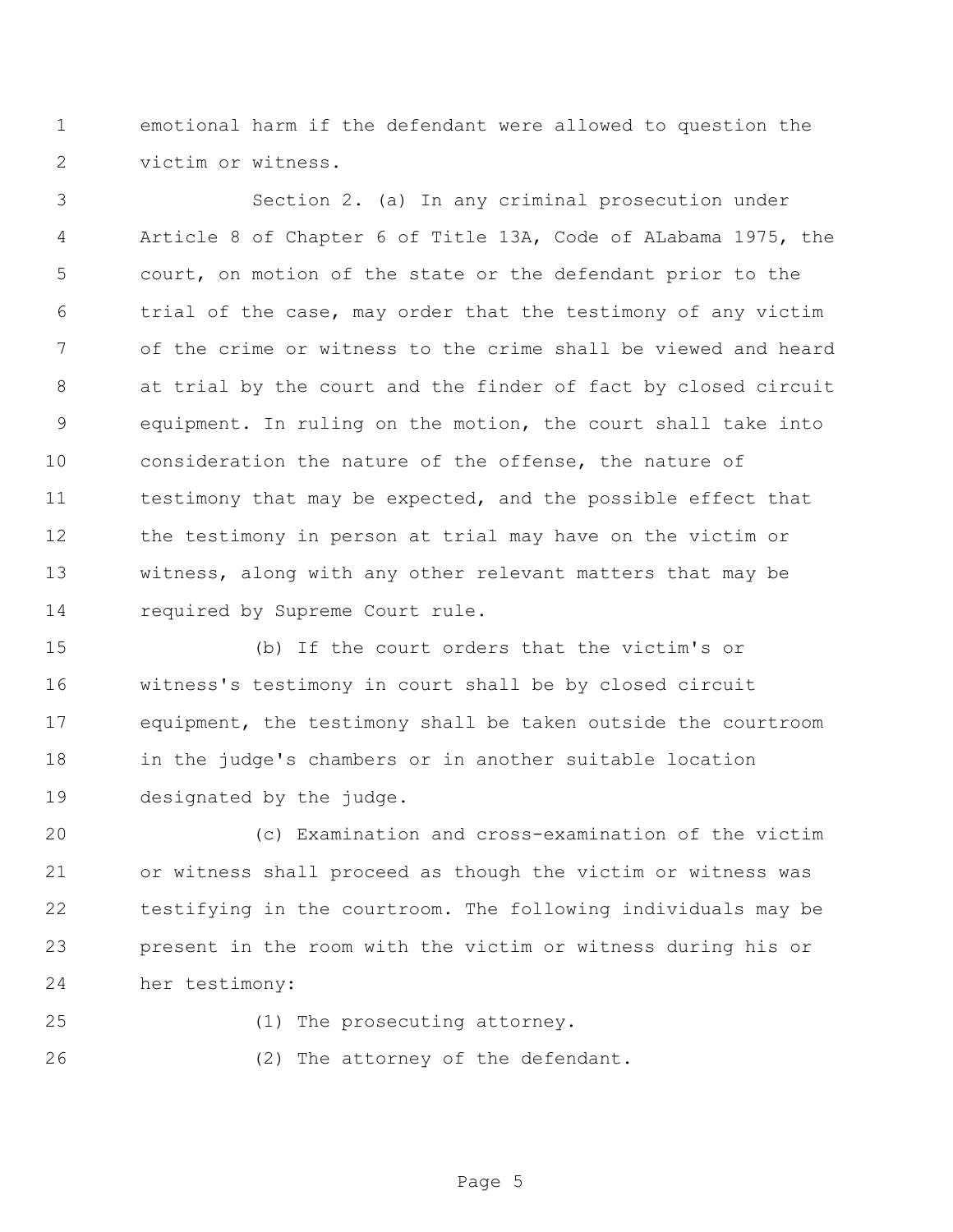emotional harm if the defendant were allowed to question the victim or witness.

Section 2. (a) In any criminal prosecution under Article 8 of Chapter 6 of Title 13A, Code of ALabama 1975, the court, on motion of the state or the defendant prior to the trial of the case, may order that the testimony of any victim of the crime or witness to the crime shall be viewed and heard at trial by the court and the finder of fact by closed circuit equipment. In ruling on the motion, the court shall take into consideration the nature of the offense, the nature of testimony that may be expected, and the possible effect that the testimony in person at trial may have on the victim or witness, along with any other relevant matters that may be required by Supreme Court rule.

(b) If the court orders that the victim's or witness's testimony in court shall be by closed circuit equipment, the testimony shall be taken outside the courtroom in the judge's chambers or in another suitable location designated by the judge.

(c) Examination and cross-examination of the victim or witness shall proceed as though the victim or witness was testifying in the courtroom. The following individuals may be present in the room with the victim or witness during his or her testimony:

(1) The prosecuting attorney.

(2) The attorney of the defendant.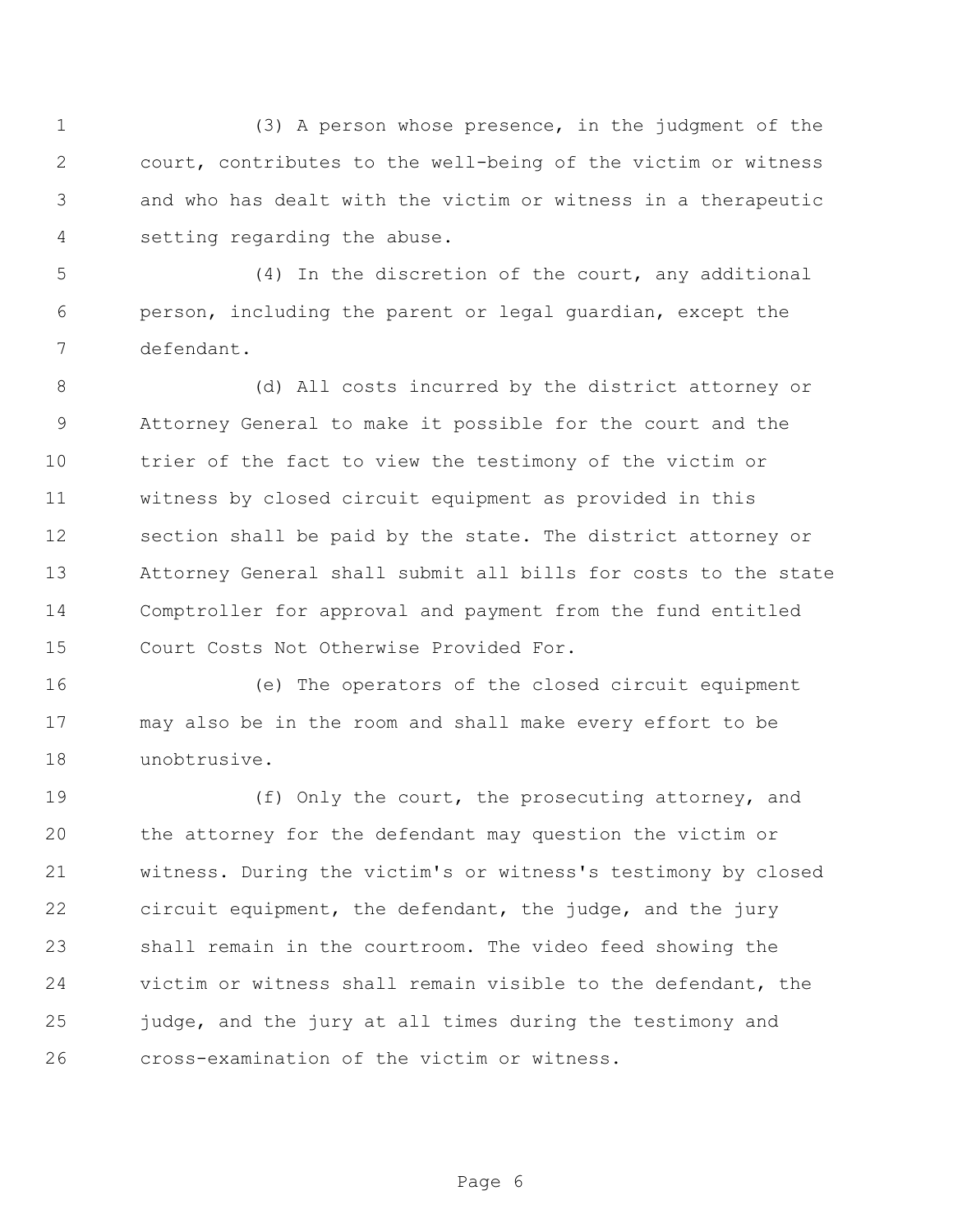(3) A person whose presence, in the judgment of the court, contributes to the well-being of the victim or witness and who has dealt with the victim or witness in a therapeutic setting regarding the abuse.

(4) In the discretion of the court, any additional person, including the parent or legal guardian, except the defendant.

(d) All costs incurred by the district attorney or Attorney General to make it possible for the court and the trier of the fact to view the testimony of the victim or witness by closed circuit equipment as provided in this section shall be paid by the state. The district attorney or Attorney General shall submit all bills for costs to the state Comptroller for approval and payment from the fund entitled Court Costs Not Otherwise Provided For.

(e) The operators of the closed circuit equipment may also be in the room and shall make every effort to be unobtrusive.

(f) Only the court, the prosecuting attorney, and the attorney for the defendant may question the victim or witness. During the victim's or witness's testimony by closed circuit equipment, the defendant, the judge, and the jury shall remain in the courtroom. The video feed showing the victim or witness shall remain visible to the defendant, the judge, and the jury at all times during the testimony and cross-examination of the victim or witness.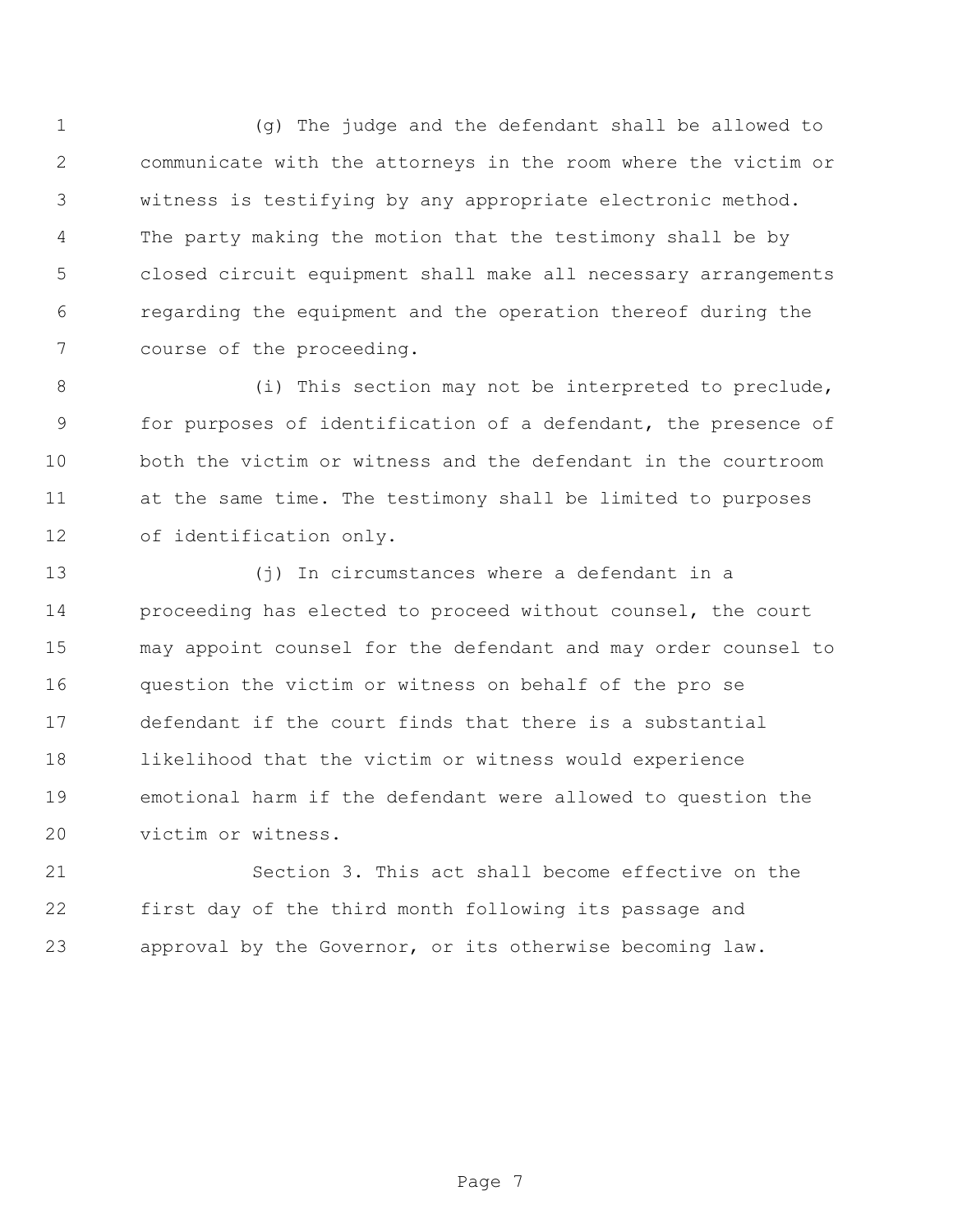(g) The judge and the defendant shall be allowed to communicate with the attorneys in the room where the victim or witness is testifying by any appropriate electronic method. The party making the motion that the testimony shall be by closed circuit equipment shall make all necessary arrangements regarding the equipment and the operation thereof during the course of the proceeding.

(i) This section may not be interpreted to preclude, for purposes of identification of a defendant, the presence of both the victim or witness and the defendant in the courtroom at the same time. The testimony shall be limited to purposes of identification only.

(j) In circumstances where a defendant in a proceeding has elected to proceed without counsel, the court may appoint counsel for the defendant and may order counsel to question the victim or witness on behalf of the pro se defendant if the court finds that there is a substantial likelihood that the victim or witness would experience emotional harm if the defendant were allowed to question the victim or witness.

Section 3. This act shall become effective on the first day of the third month following its passage and approval by the Governor, or its otherwise becoming law.